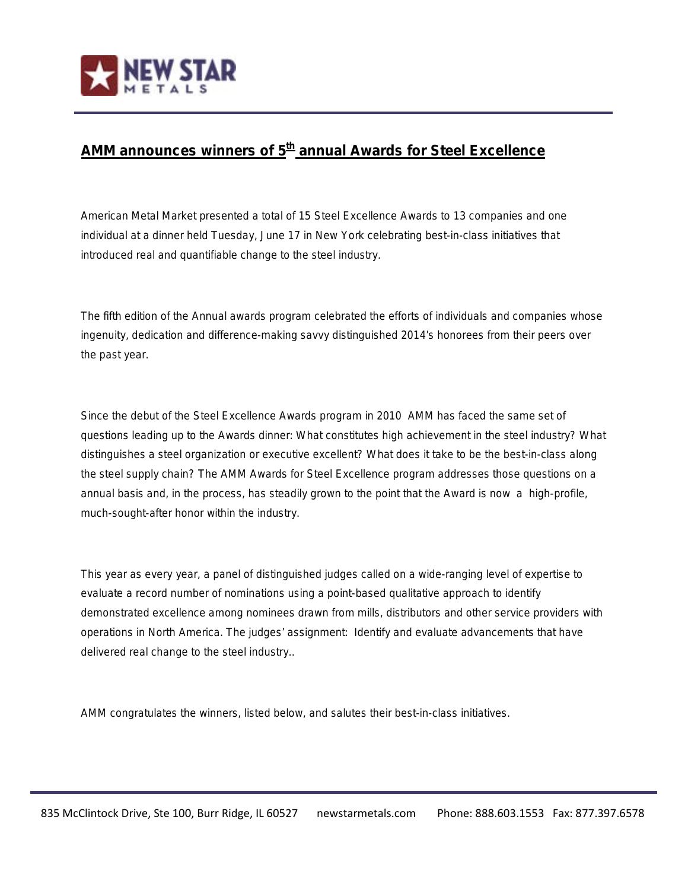## AMM announces winners of 5th annual Awards for Steel Excellence

American Metal Market presented a total of 15 Steel Excellence Awards to 13 companies and one individual at a dinner held Tuesday, June 17 in New York celebrating best-in-class initiatives that introduced real and quantifiable change to the steel industry.

The fifth edition of the Annual awards program celebrated the efforts of individuals and companies whose ingenuity, dedication and difference-making savvy distinguished 2014's honorees from their peers over the past year.

Since the debut of the Steel Excellence Awards program in 2010 AMM has faced the same set of questions leading up to the Awards dinner: What constitutes high achievement in the steel industry? What distinguishes a steel organization or executive excellent? What does it take to be the best-in-class along the steel supply chain? The AMM Awards for Steel Excellence program addresses those questions on a annual basis and, in the process, has steadily grown to the point that the Award is now a high-profile, much-sought-after honor within the industry.

This year as every year, a panel of distinguished judges called on a wide-ranging level of expertise to evaluate a record number of nominations using a point-based qualitative approach to identify demonstrated excellence among nominees drawn from mills, distributors and other service providers with operations in North America. The judges' assignment: Identify and evaluate advancements that have delivered real change to the steel industry..

AMM congratulates the winners, listed below, and salutes their best-in-class initiatives.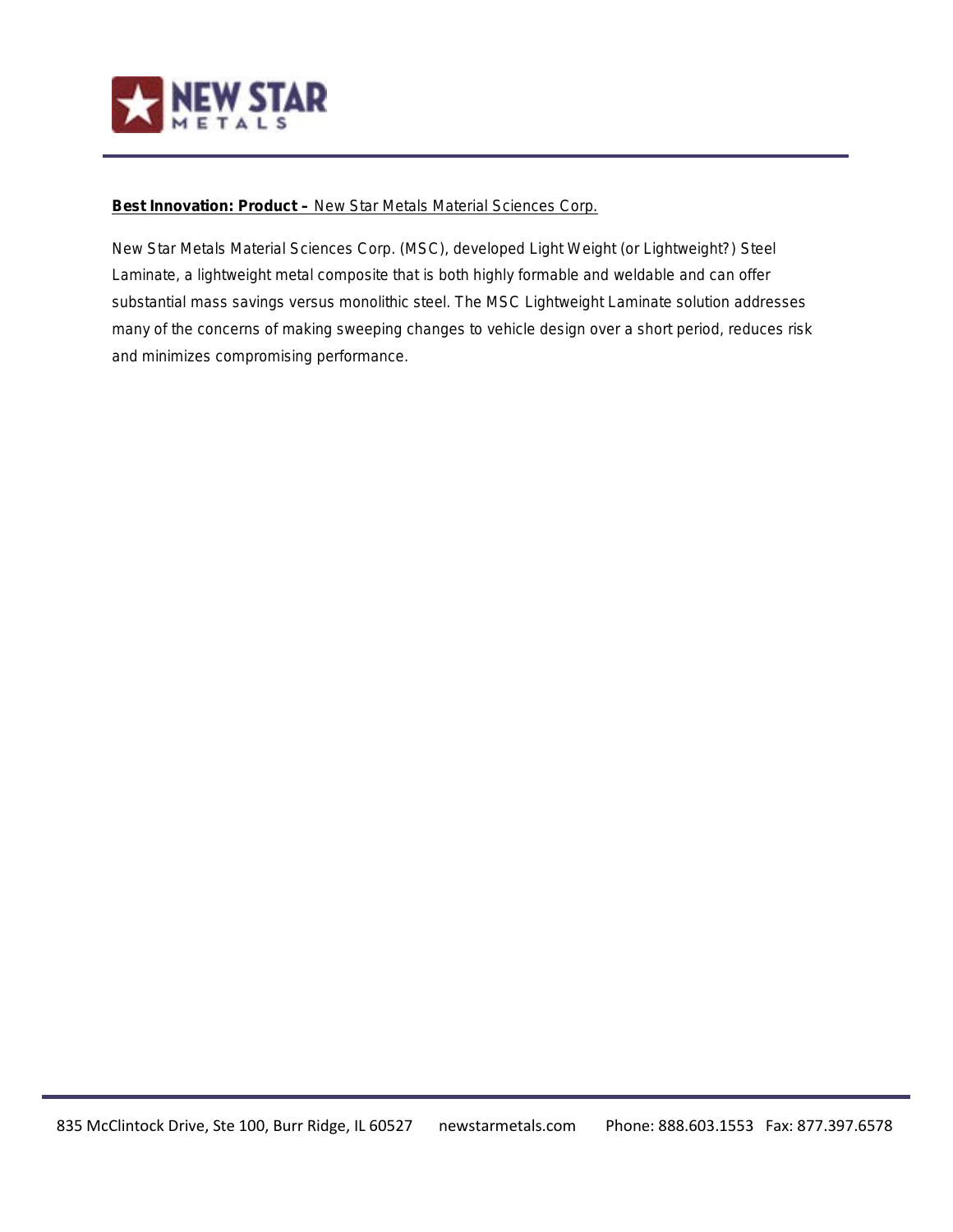**Best Innovation: Product –** New Star Metals Material Sciences Corp.

New Star Metals Material Sciences Corp. (MSC), developed Light Weight (or Lightweight?) Steel Laminate, a lightweight metal composite that is both highly formable and weldable and can offer substantial mass savings versus monolithic steel. The MSC Lightweight Laminate solution addresses many of the concerns of making sweeping changes to vehicle design over a short period, reduces risk and minimizes compromising performance.